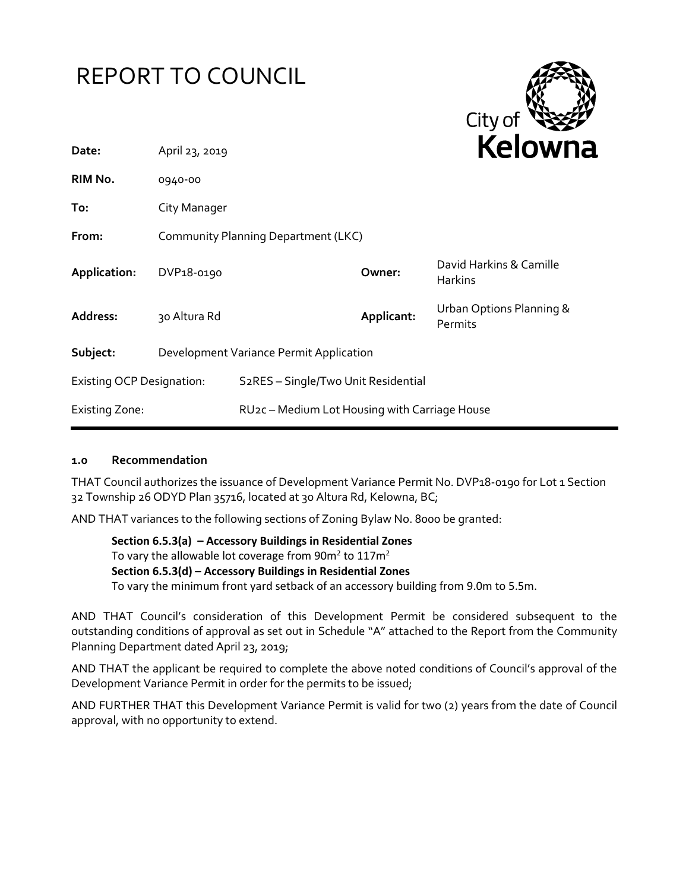# REPORT TO COUNCIL

City of **Kelowna**

| | | | |
|---|---|---|---|
| **Date:** | April 23, 2019 | | |
| **RIM No.** | 0940-00 | | |
| **To:** | City Manager | | |
| **From:** | Community Planning Department (LKC) | | |
| **Application:** | DVP18-0190 | **Owner:** | David Harkins & Camille Harkins |
| **Address:** | 30 Altura Rd | **Applicant:** | Urban Options Planning & Permits |
| **Subject:** | Development Variance Permit Application | | |
| Existing OCP Designation: | S2RES – Single/Two Unit Residential | | |
| Existing Zone: | RU2c – Medium Lot Housing with Carriage House | | |

## 1.0 Recommendation

THAT Council authorizes the issuance of Development Variance Permit No. DVP18-0190 for Lot 1 Section 32 Township 26 ODYD Plan 35716, located at 30 Altura Rd, Kelowna, BC;

AND THAT variances to the following sections of Zoning Bylaw No. 8000 be granted:

> **Section 6.5.3(a) – Accessory Buildings in Residential Zones**
> To vary the allowable lot coverage from $90m^2$ to $117m^2$
> **Section 6.5.3(d) – Accessory Buildings in Residential Zones**
> To vary the minimum front yard setback of an accessory building from 9.0m to 5.5m.

AND THAT Council's consideration of this Development Permit be considered subsequent to the outstanding conditions of approval as set out in Schedule "A" attached to the Report from the Community Planning Department dated April 23, 2019;

AND THAT the applicant be required to complete the above noted conditions of Council's approval of the Development Variance Permit in order for the permits to be issued;

AND FURTHER THAT this Development Variance Permit is valid for two (2) years from the date of Council approval, with no opportunity to extend.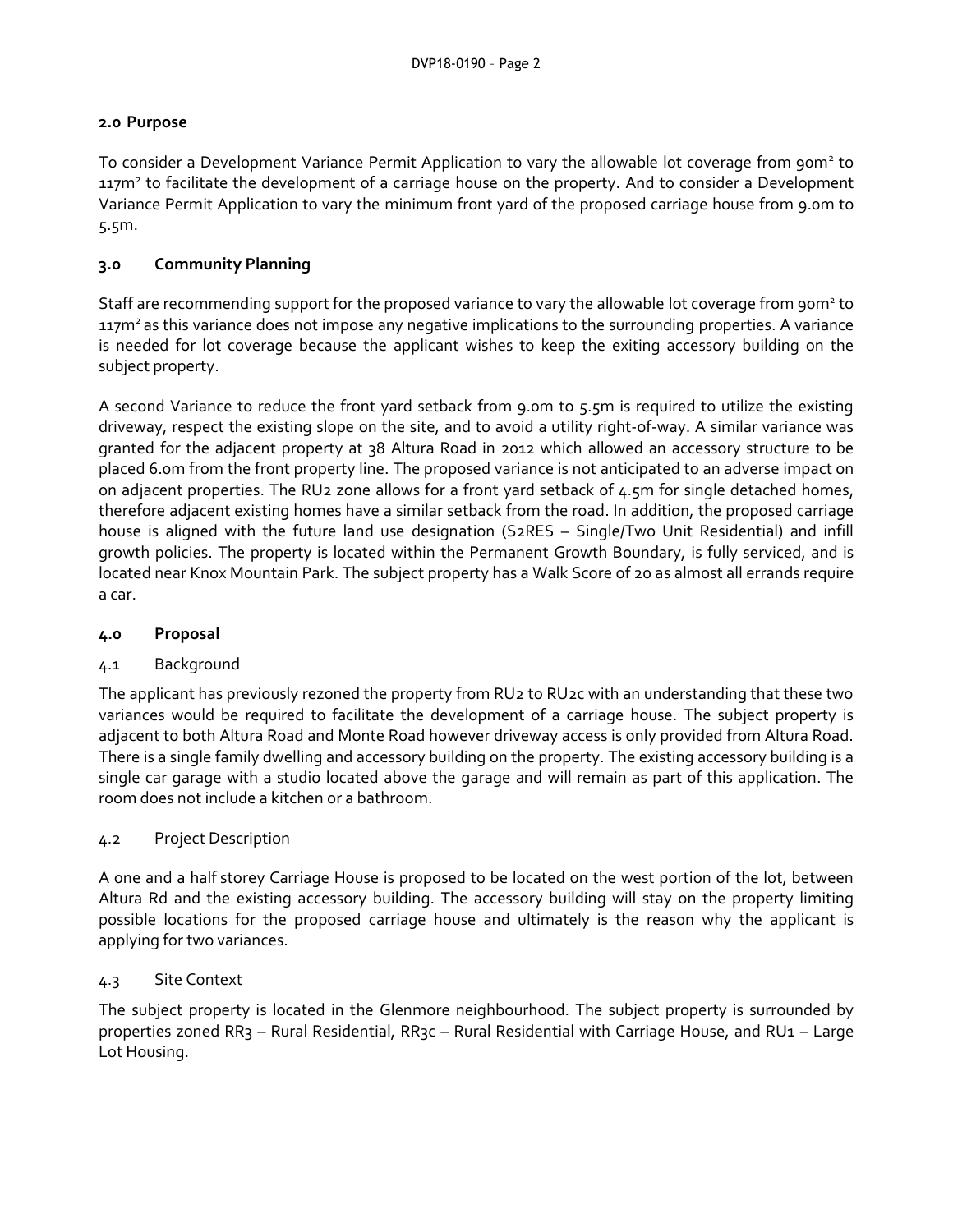## 2.0 Purpose

To consider a Development Variance Permit Application to vary the allowable lot coverage from 90m² to 117m² to facilitate the development of a carriage house on the property. And to consider a Development Variance Permit Application to vary the minimum front yard of the proposed carriage house from 9.0m to 5.5m.

## 3.0 Community Planning

Staff are recommending support for the proposed variance to vary the allowable lot coverage from 90m² to 117m² as this variance does not impose any negative implications to the surrounding properties. A variance is needed for lot coverage because the applicant wishes to keep the exiting accessory building on the subject property.

A second Variance to reduce the front yard setback from 9.0m to 5.5m is required to utilize the existing driveway, respect the existing slope on the site, and to avoid a utility right-of-way. A similar variance was granted for the adjacent property at 38 Altura Road in 2012 which allowed an accessory structure to be placed 6.0m from the front property line. The proposed variance is not anticipated to an adverse impact on on adjacent properties. The RU2 zone allows for a front yard setback of 4.5m for single detached homes, therefore adjacent existing homes have a similar setback from the road. In addition, the proposed carriage house is aligned with the future land use designation (S2RES – Single/Two Unit Residential) and infill growth policies. The property is located within the Permanent Growth Boundary, is fully serviced, and is located near Knox Mountain Park. The subject property has a Walk Score of 20 as almost all errands require a car.

## 4.0 Proposal

### 4.1 Background

The applicant has previously rezoned the property from RU2 to RU2c with an understanding that these two variances would be required to facilitate the development of a carriage house. The subject property is adjacent to both Altura Road and Monte Road however driveway access is only provided from Altura Road. There is a single family dwelling and accessory building on the property. The existing accessory building is a single car garage with a studio located above the garage and will remain as part of this application. The room does not include a kitchen or a bathroom.

### 4.2 Project Description

A one and a half storey Carriage House is proposed to be located on the west portion of the lot, between Altura Rd and the existing accessory building. The accessory building will stay on the property limiting possible locations for the proposed carriage house and ultimately is the reason why the applicant is applying for two variances.

### 4.3 Site Context

The subject property is located in the Glenmore neighbourhood. The subject property is surrounded by properties zoned RR3 – Rural Residential, RR3c – Rural Residential with Carriage House, and RU1 – Large Lot Housing.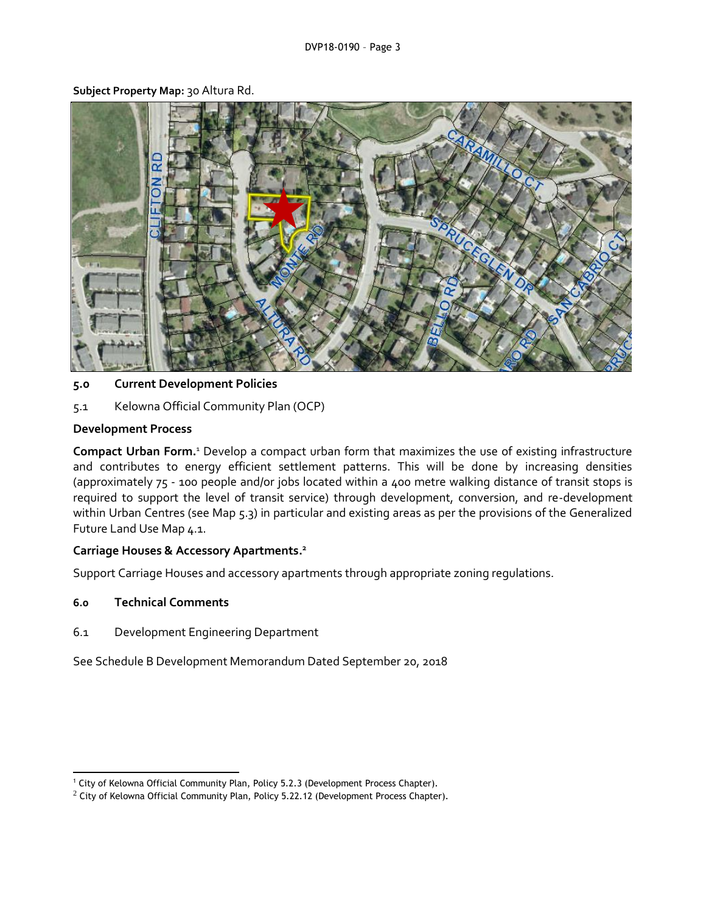**Subject Property Map:** 30 Altura Rd.

CLIFTON RD
CARAMILLO CT
SPRUCEGLEN DR
MONTE RD
ALTURA RD
BELLO RD
SAN CABRIO CT

## 5.0 Current Development Policies

5.1 Kelowna Official Community Plan (OCP)

**Development Process**

**Compact Urban Form.**[1] Develop a compact urban form that maximizes the use of existing infrastructure and contributes to energy efficient settlement patterns. This will be done by increasing densities (approximately 75 - 100 people and/or jobs located within a 400 metre walking distance of transit stops is required to support the level of transit service) through development, conversion, and re-development within Urban Centres (see Map 5.3) in particular and existing areas as per the provisions of the Generalized Future Land Use Map 4.1.

**Carriage Houses & Accessory Apartments.**[2]

Support Carriage Houses and accessory apartments through appropriate zoning regulations.

## 6.0 Technical Comments

6.1 Development Engineering Department

See Schedule B Development Memorandum Dated September 20, 2018

[1] City of Kelowna Official Community Plan, Policy 5.2.3 (Development Process Chapter).

[2] City of Kelowna Official Community Plan, Policy 5.22.12 (Development Process Chapter).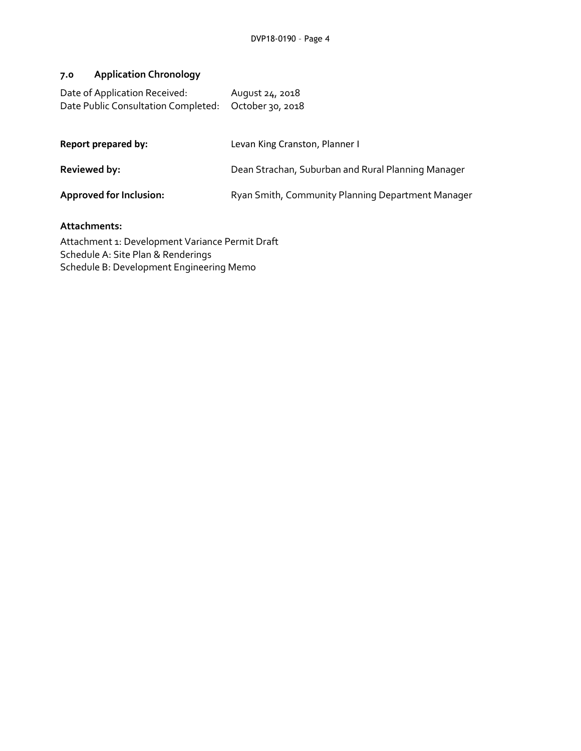## 7.0 Application Chronology

Date of Application Received: August 24, 2018
Date Public Consultation Completed: October 30, 2018

**Report prepared by:** Levan King Cranston, Planner I

**Reviewed by:** Dean Strachan, Suburban and Rural Planning Manager

**Approved for Inclusion:** Ryan Smith, Community Planning Department Manager

**Attachments:**

Attachment 1: Development Variance Permit Draft
Schedule A: Site Plan & Renderings
Schedule B: Development Engineering Memo